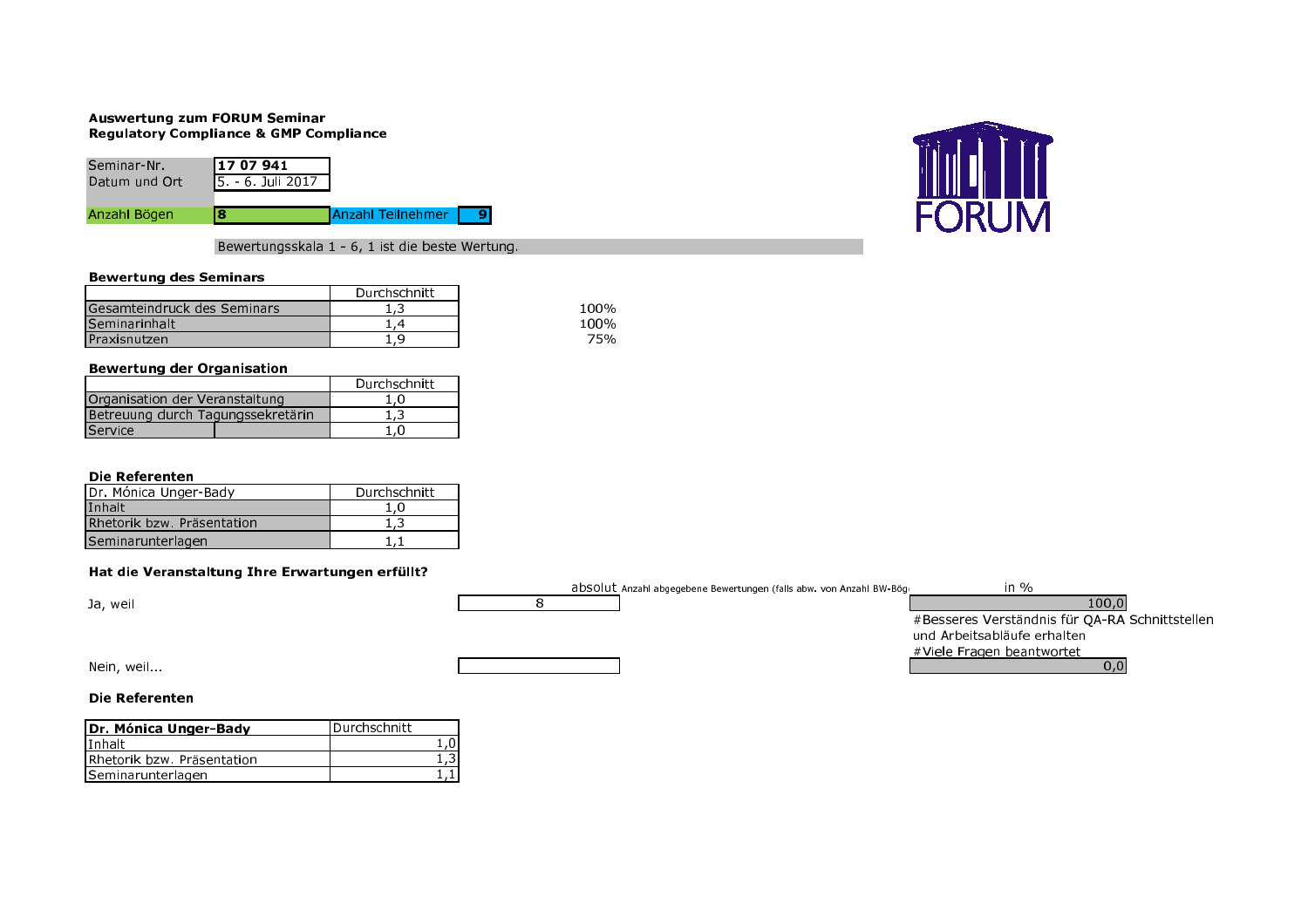**Auswertung zum FORUM Seminar**
**Regulatory Compliance & GMP Compliance**

FORUM

| Seminar-Nr. | 17 07 941 |
|---|---|
| Datum und Ort | 5. - 6. Juli 2017 |

| Anzahl Bögen | 8 | Anzahl Teilnehmer | 9 |
|---|---|---|---|

Bewertungsskala 1 - 6, 1 ist die beste Wertung.

**Bewertung des Seminars**

| | Durchschnitt | |
|---|---|---|
| Gesamteindruck des Seminars | 1,3 | 100% |
| Seminarinhalt | 1,4 | 100% |
| Praxisnutzen | 1,9 | 75% |

**Bewertung der Organisation**

| | Durchschnitt |
|---|---|
| Organisation der Veranstaltung | 1,0 |
| Betreuung durch Tagungssekretärin | 1,3 |
| Service | 1,0 |

**Die Referenten**

| Dr. Mónica Unger-Bady | Durchschnitt |
|---|---|
| Inhalt | 1,0 |
| Rhetorik bzw. Präsentation | 1,3 |
| Seminarunterlagen | 1,1 |

**Hat die Veranstaltung Ihre Erwartungen erfüllt?**

| | absolut | Anzahl abgegebene Bewertungen (falls abw. von Anzahl BW-Bög | in % |
|---|---|---|---|
| Ja, weil | 8 | | 100,0 |
| Nein, weil... | | | 0,0 |

#Besseres Verständnis für QA-RA Schnittstellen und Arbeitsabläufe erhalten
#Viele Fragen beantwortet

**Die Referenten**

| **Dr. Mónica Unger-Bady** | Durchschnitt |
|---|---|
| Inhalt | 1,0 |
| Rhetorik bzw. Präsentation | 1,3 |
| Seminarunterlagen | 1,1 |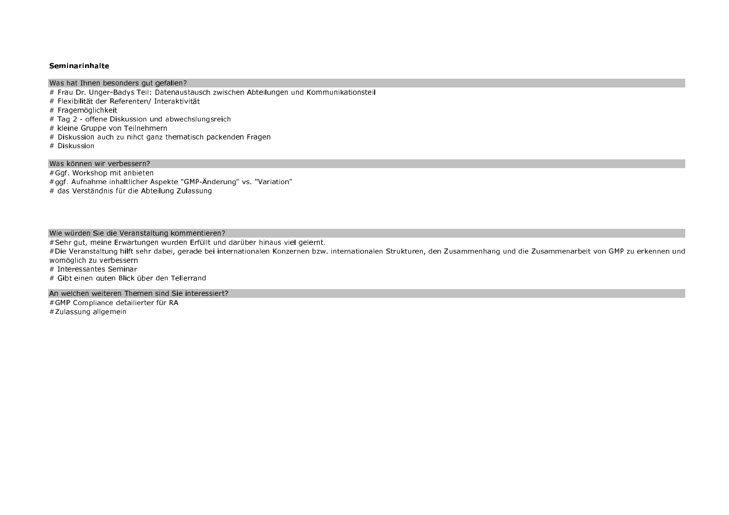**Seminarinhalte**

Was hat Ihnen besonders gut gefallen?

# Frau Dr. Unger-Badys Teil: Datenaustausch zwischen Abteilungen und Kommunikationsteil
# Flexibilität der Referenten/ Interaktivität
# Fragemöglichkeit
# Tag 2 - offene Diskussion und abwechslungsreich
# kleine Gruppe von Teilnehmern
# Diskussion auch zu nihct ganz thematisch packenden Fragen
# Diskussion

Was können wir verbessern?

#Ggf. Workshop mit anbieten
#ggf. Aufnahme inhaltlicher Aspekte "GMP-Änderung" vs. "Variation"
# das Verständnis für die Abteilung Zulassung

Wie würden Sie die Veranstaltung kommentieren?

#Sehr gut, meine Erwartungen wurden Erfüllt und darüber hinaus viel gelernt.
#Die Veranstaltung hilft sehr dabei, gerade bei internationalen Konzernen bzw. internationalen Strukturen, den Zusammenhang und die Zusammenarbeit von GMP zu erkennen und womöglich zu verbessern
# Interessantes Seminar
# Gibt einen guten Blick über den Tellerrand

An welchen weiteren Themen sind Sie interessiert?

#GMP Compliance detailierter für RA
#Zulassung allgemein